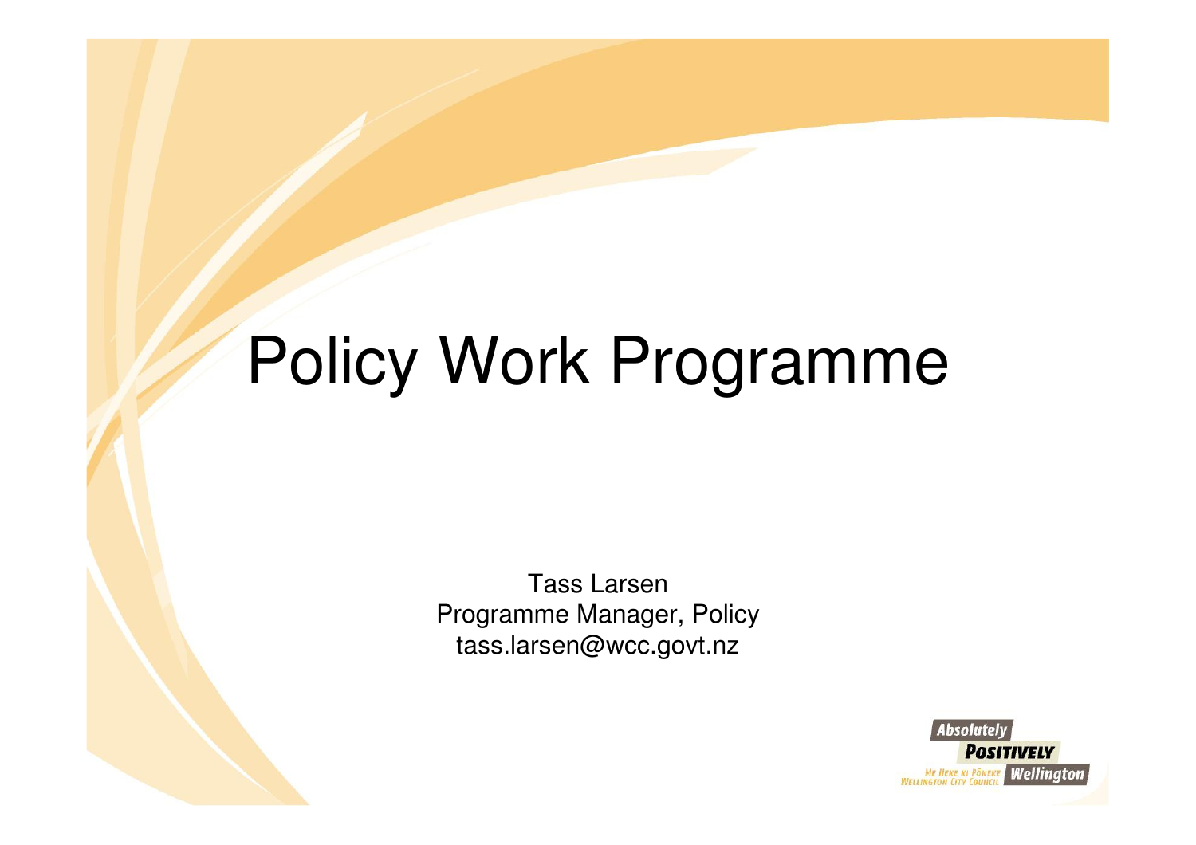# Policy Work Programme

Tass Larsen
Programme Manager, Policy
tass.larsen@wcc.govt.nz

Absolutely
POSITIVELY
Wellington
Me Heke ki Pōneke
Wellington City Council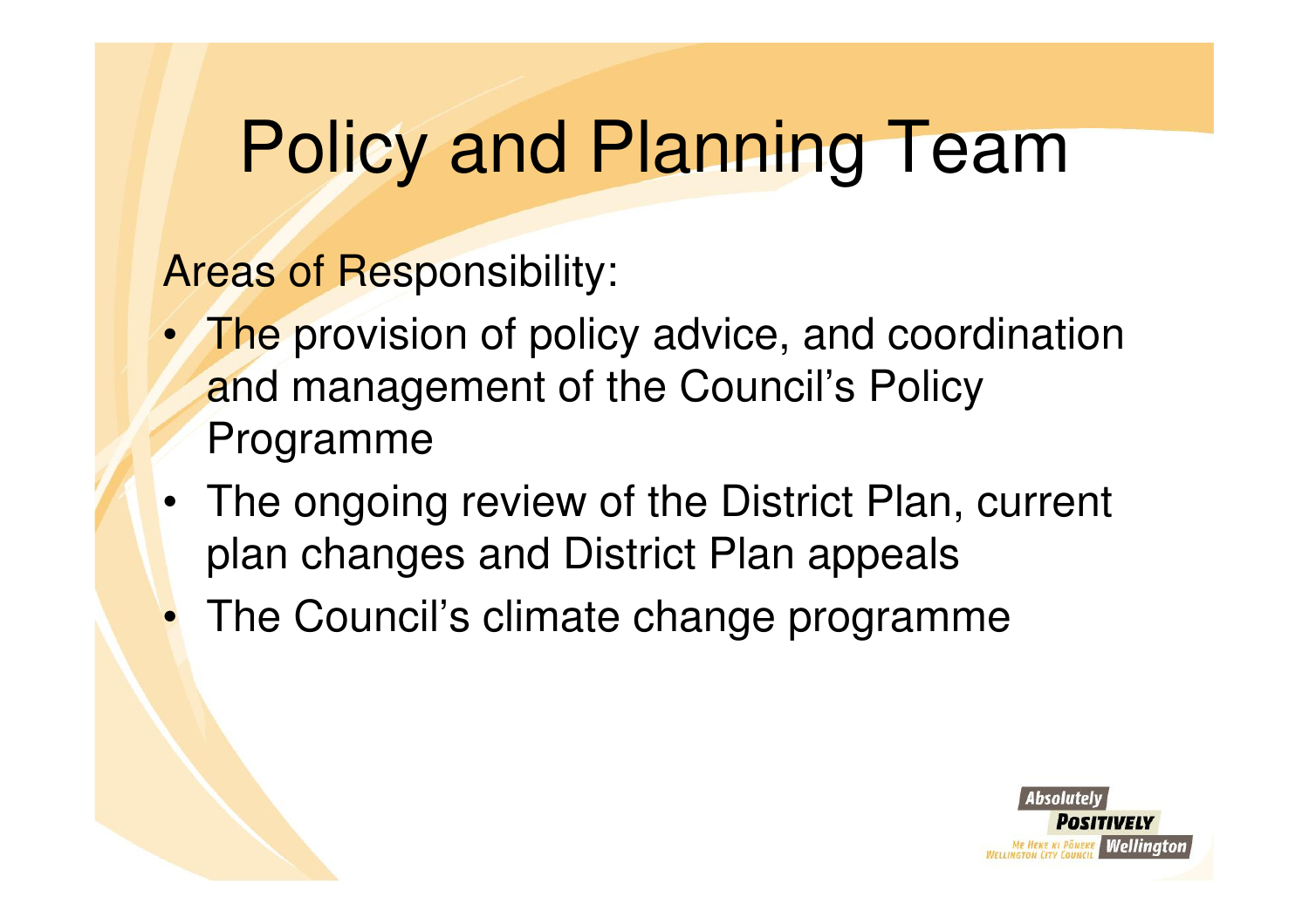# Policy and Planning Team

Areas of Responsibility:

- The provision of policy advice, and coordination and management of the Council's Policy Programme
- The ongoing review of the District Plan, current plan changes and District Plan appeals
- The Council's climate change programme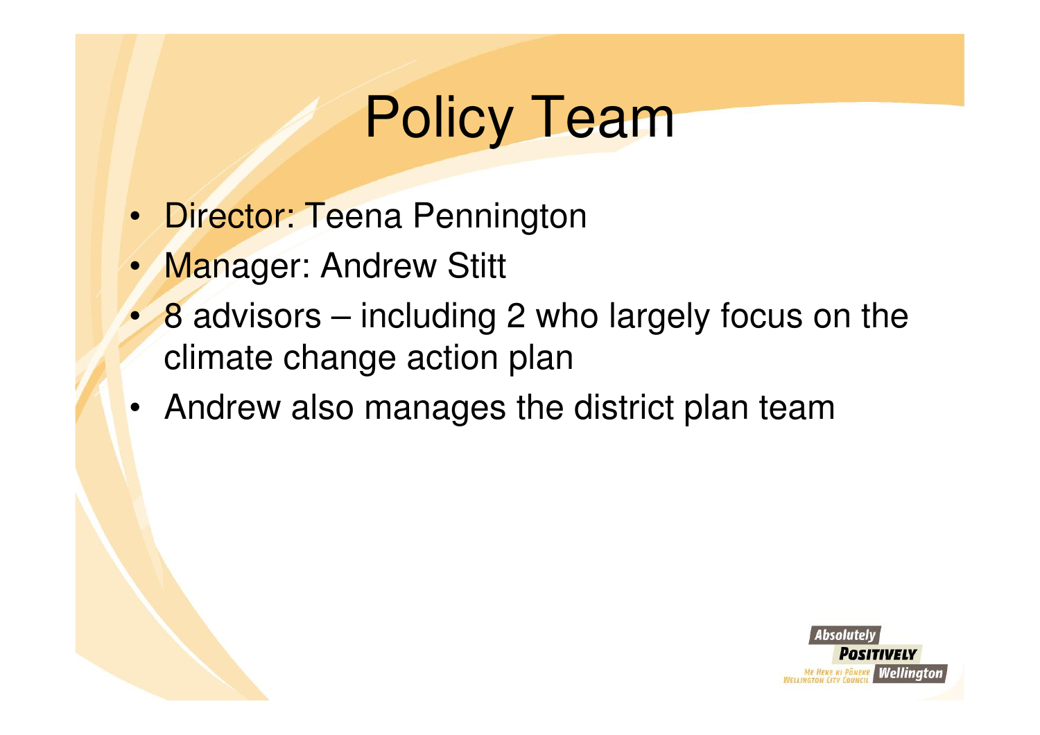# Policy Team

- Director: Teena Pennington
- Manager: Andrew Stitt
- 8 advisors – including 2 who largely focus on the climate change action plan
- Andrew also manages the district plan team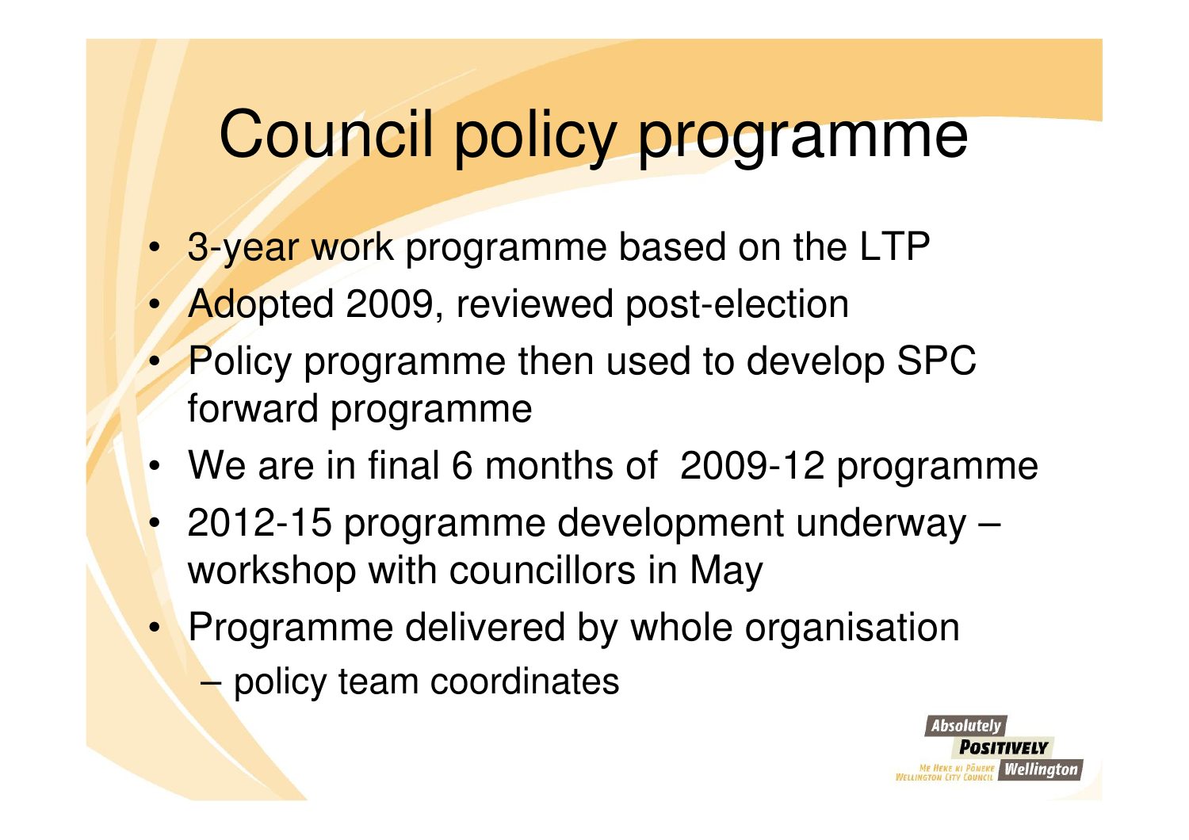# Council policy programme

- 3-year work programme based on the LTP
- Adopted 2009, reviewed post-election
- Policy programme then used to develop SPC forward programme
- We are in final 6 months of 2009-12 programme
- 2012-15 programme development underway – workshop with councillors in May
- Programme delivered by whole organisation
  - policy team coordinates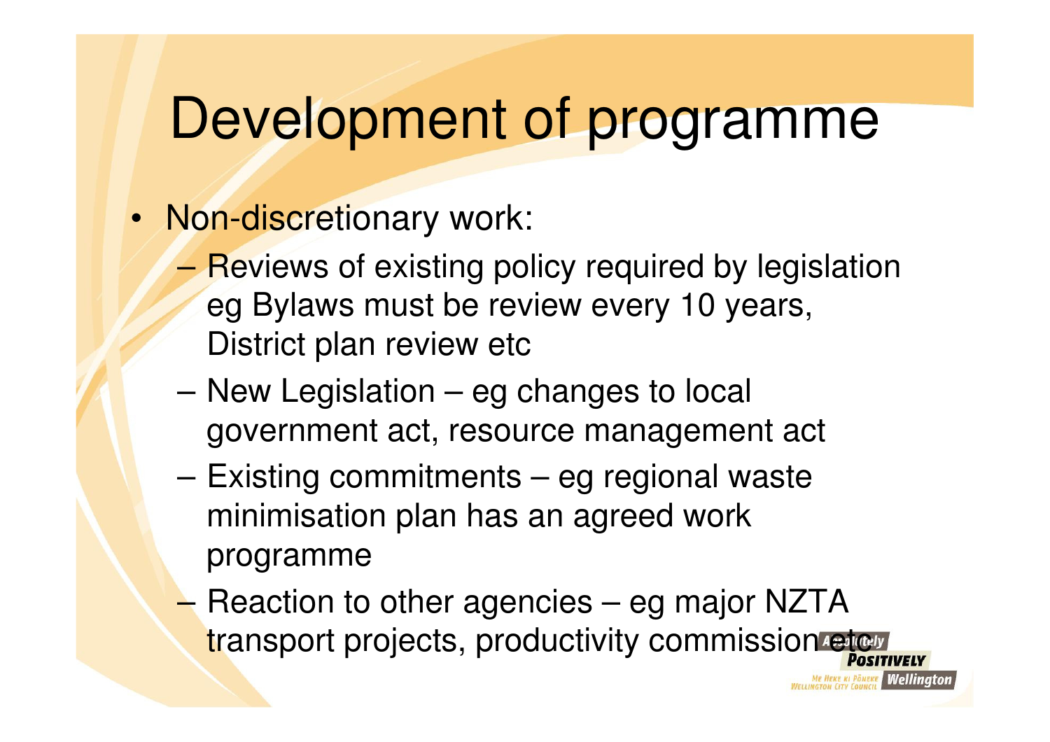# Development of programme

- Non-discretionary work:
  - Reviews of existing policy required by legislation eg Bylaws must be review every 10 years, District plan review etc
  - New Legislation – eg changes to local government act, resource management act
  - Existing commitments – eg regional waste minimisation plan has an agreed work programme
  - Reaction to other agencies – eg major NZTA transport projects, productivity commission etc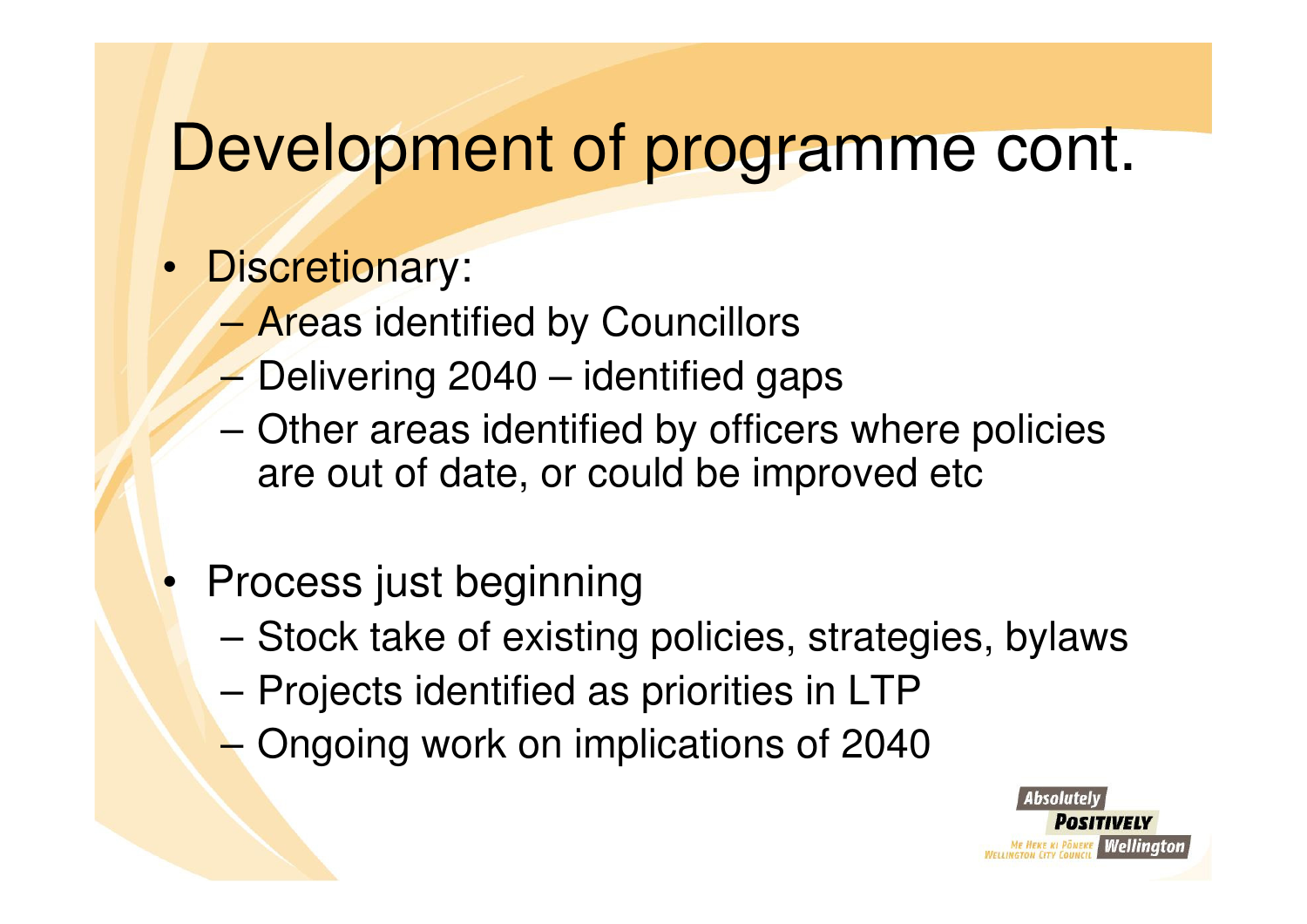# Development of programme cont.

- Discretionary:
  - Areas identified by Councillors
  - Delivering 2040 – identified gaps
  - Other areas identified by officers where policies are out of date, or could be improved etc
- Process just beginning
  - Stock take of existing policies, strategies, bylaws
  - Projects identified as priorities in LTP
  - Ongoing work on implications of 2040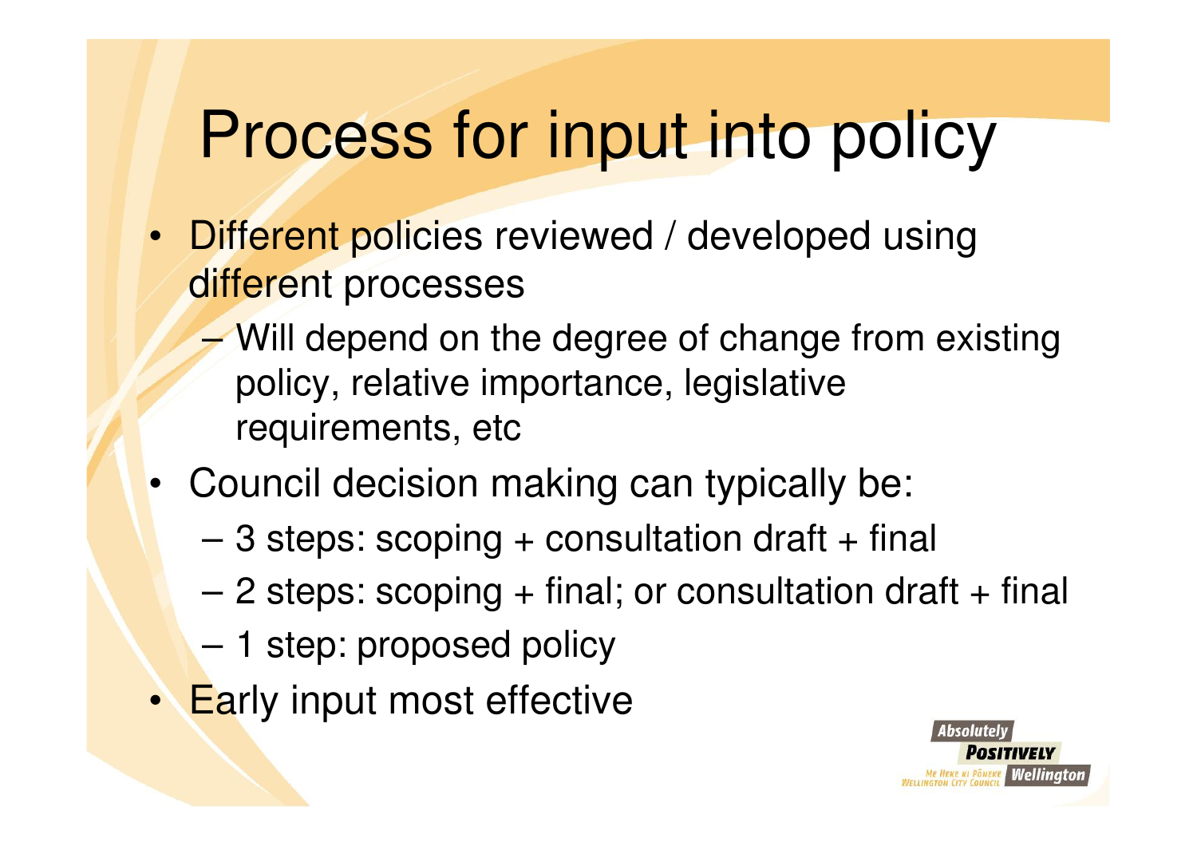# Process for input into policy

- Different policies reviewed / developed using different processes
  - Will depend on the degree of change from existing policy, relative importance, legislative requirements, etc
- Council decision making can typically be:
  - 3 steps: scoping + consultation draft + final
  - 2 steps: scoping + final; or consultation draft + final
  - 1 step: proposed policy
- Early input most effective

Absolutely
POSITIVELY
Me Heke Ki Pōneke
Wellington City Council
Wellington